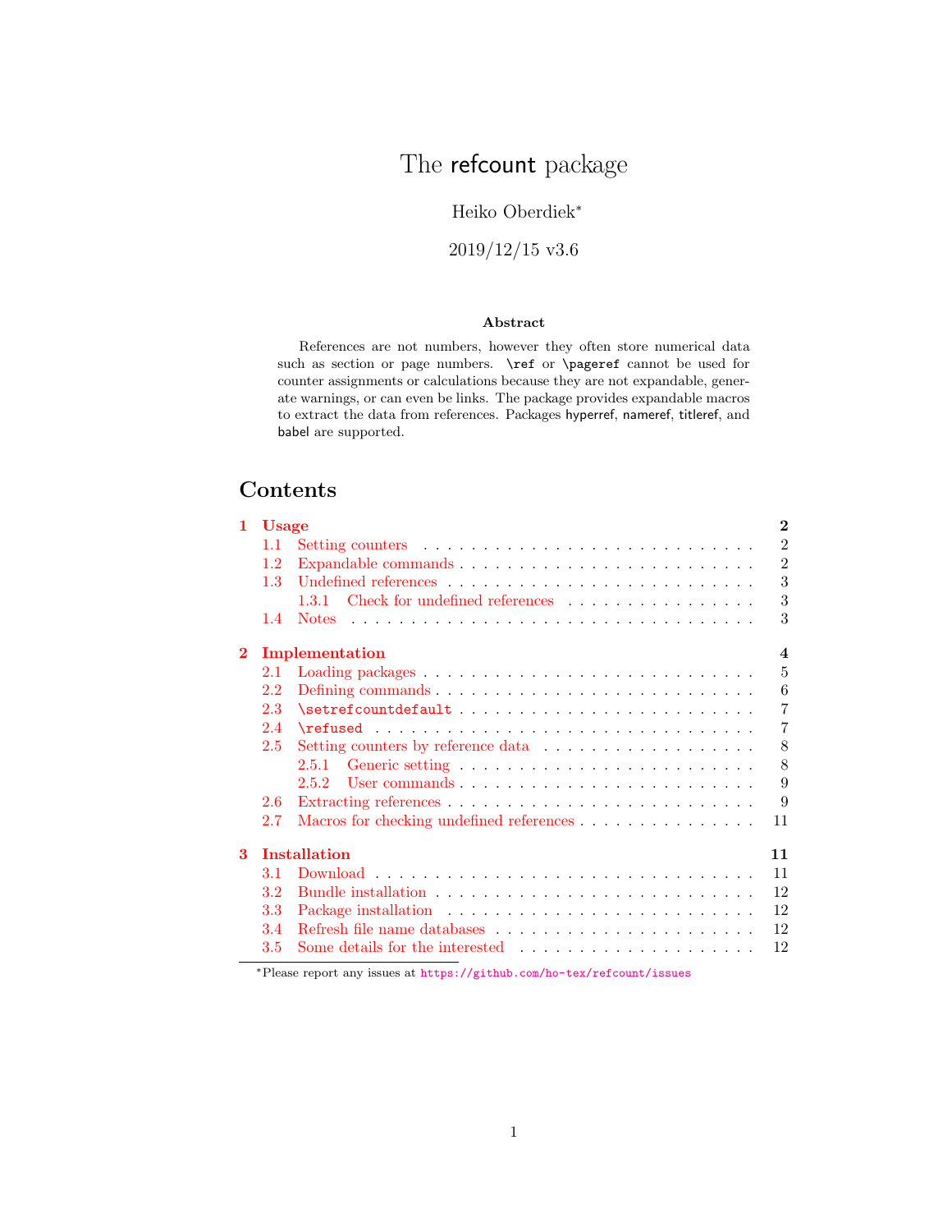# The refcount package

Heiko Oberdiek*

2019/12/15 v3.6

### Abstract

References are not numbers, however they often store numerical data such as section or page numbers. `\ref` or `\pageref` cannot be used for counter assignments or calculations because they are not expandable, generate warnings, or can even be links. The package provides expandable macros to extract the data from references. Packages hyperref, nameref, titleref, and babel are supported.

## Contents

- **1 Usage** — **2**
  - 1.1 Setting counters — 2
  - 1.2 Expandable commands — 2
  - 1.3 Undefined references — 3
    - 1.3.1 Check for undefined references — 3
  - 1.4 Notes — 3
- **2 Implementation** — **4**
  - 2.1 Loading packages — 5
  - 2.2 Defining commands — 6
  - 2.3 `\setrefcountdefault` — 7
  - 2.4 `\refused` — 7
  - 2.5 Setting counters by reference data — 8
    - 2.5.1 Generic setting — 8
    - 2.5.2 User commands — 9
  - 2.6 Extracting references — 9
  - 2.7 Macros for checking undefined references — 11
- **3 Installation** — **11**
  - 3.1 Download — 11
  - 3.2 Bundle installation — 12
  - 3.3 Package installation — 12
  - 3.4 Refresh file name databases — 12
  - 3.5 Some details for the interested — 12

*Please report any issues at https://github.com/ho-tex/refcount/issues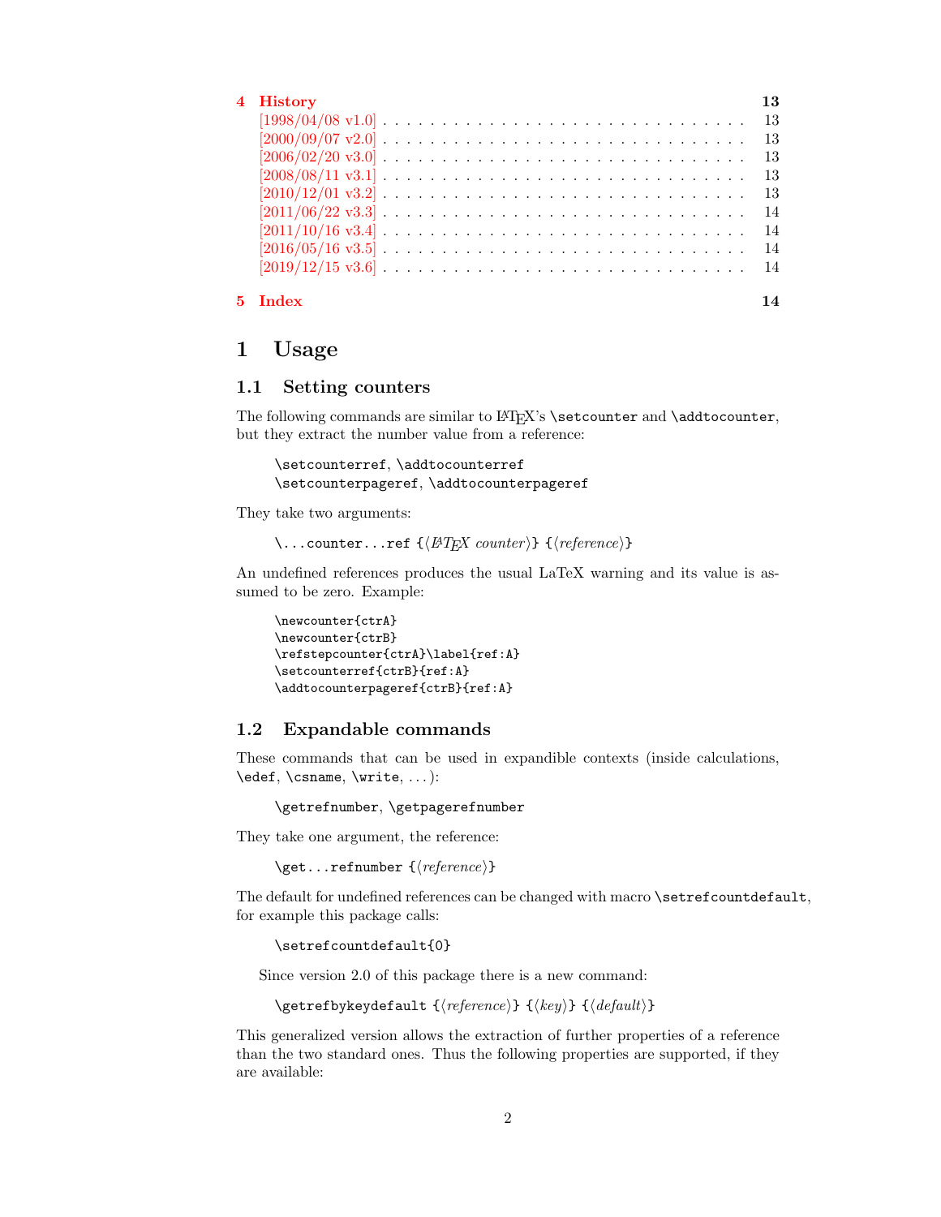| | |
|---|---|
| **4 History** | **13** |
| [1998/04/08 v1.0] | 13 |
| [2000/09/07 v2.0] | 13 |
| [2006/02/20 v3.0] | 13 |
| [2008/08/11 v3.1] | 13 |
| [2010/12/01 v3.2] | 13 |
| [2011/06/22 v3.3] | 14 |
| [2011/10/16 v3.4] | 14 |
| [2016/05/16 v3.5] | 14 |
| [2019/12/15 v3.6] | 14 |
| **5 Index** | **14** |

# 1 Usage

## 1.1 Setting counters

The following commands are similar to LaTeX's `\setcounter` and `\addtocounter`, but they extract the number value from a reference:

> `\setcounterref`, `\addtocounterref`
> `\setcounterpageref`, `\addtocounterpageref`

They take two arguments:

> `\...counter...ref {`⟨*LaTeX counter*⟩`} {`⟨*reference*⟩`}`

An undefined references produces the usual LaTeX warning and its value is assumed to be zero. Example:

```
\newcounter{ctrA}
\newcounter{ctrB}
\refstepcounter{ctrA}\label{ref:A}
\setcounterref{ctrB}{ref:A}
\addtocounterpageref{ctrB}{ref:A}
```

## 1.2 Expandable commands

These commands that can be used in expandible contexts (inside calculations, `\edef`, `\csname`, `\write`, ...):

> `\getrefnumber`, `\getpagerefnumber`

They take one argument, the reference:

> `\get...refnumber {`⟨*reference*⟩`}`

The default for undefined references can be changed with macro `\setrefcountdefault`, for example this package calls:

> `\setrefcountdefault{0}`

Since version 2.0 of this package there is a new command:

> `\getrefbykeydefault {`⟨*reference*⟩`} {`⟨*key*⟩`} {`⟨*default*⟩`}`

This generalized version allows the extraction of further properties of a reference than the two standard ones. Thus the following properties are supported, if they are available: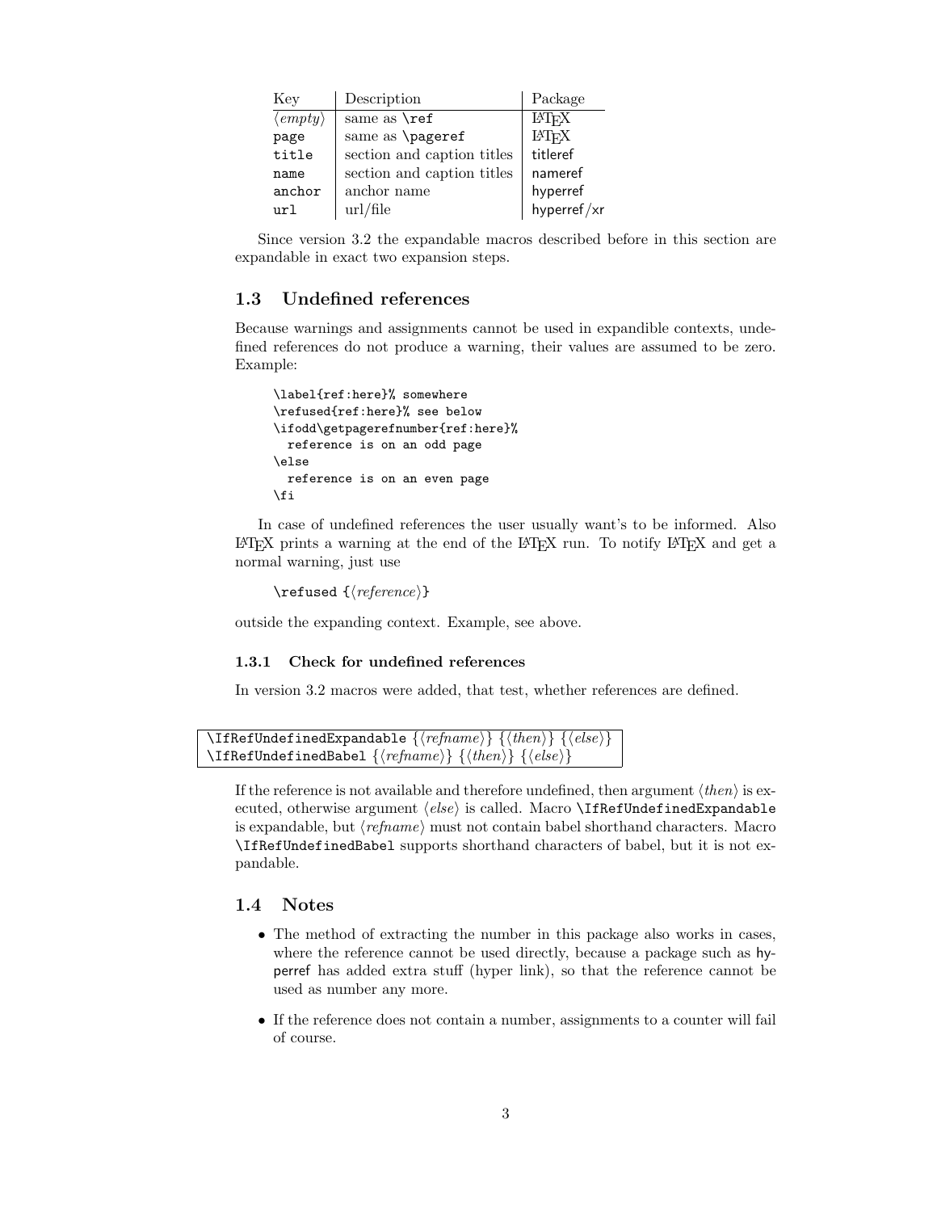| Key | Description | Package |
|---|---|---|
| ⟨*empty*⟩ | same as `\ref` | LaTeX |
| `page` | same as `\pageref` | LaTeX |
| `title` | section and caption titles | titleref |
| `name` | section and caption titles | nameref |
| `anchor` | anchor name | hyperref |
| `url` | url/file | hyperref/xr |

Since version 3.2 the expandable macros described before in this section are expandable in exact two expansion steps.

## 1.3 Undefined references

Because warnings and assignments cannot be used in expandible contexts, undefined references do not produce a warning, their values are assumed to be zero. Example:

```
\label{ref:here}% somewhere
\refused{ref:here}% see below
\ifodd\getpagerefnumber{ref:here}%
  reference is on an odd page
\else
  reference is on an even page
\fi
```

In case of undefined references the user usually want's to be informed. Also LaTeX prints a warning at the end of the LaTeX run. To notify LaTeX and get a normal warning, just use

`\refused {`⟨*reference*⟩`}`

outside the expanding context. Example, see above.

### 1.3.1 Check for undefined references

In version 3.2 macros were added, that test, whether references are defined.

`\IfRefUndefinedExpandable` {⟨*refname*⟩} {⟨*then*⟩} {⟨*else*⟩}
`\IfRefUndefinedBabel` {⟨*refname*⟩} {⟨*then*⟩} {⟨*else*⟩}

If the reference is not available and therefore undefined, then argument ⟨*then*⟩ is executed, otherwise argument ⟨*else*⟩ is called. Macro `\IfRefUndefinedExpandable` is expandable, but ⟨*refname*⟩ must not contain babel shorthand characters. Macro `\IfRefUndefinedBabel` supports shorthand characters of babel, but it is not expandable.

## 1.4 Notes

- The method of extracting the number in this package also works in cases, where the reference cannot be used directly, because a package such as hyperref has added extra stuff (hyper link), so that the reference cannot be used as number any more.
- If the reference does not contain a number, assignments to a counter will fail of course.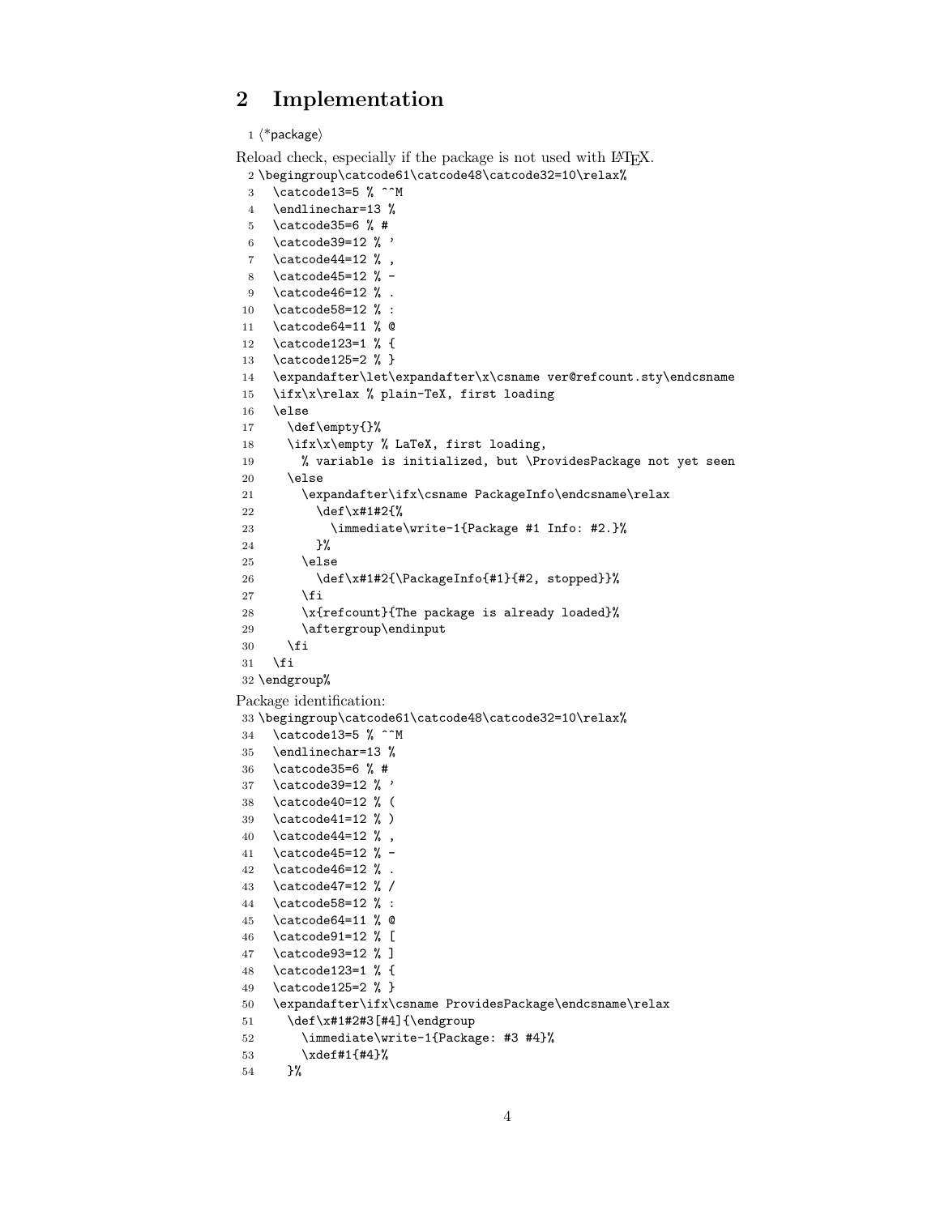## 2 Implementation

```
1 ⟨*package⟩
```

Reload check, especially if the package is not used with LaTeX.

```
2 \begingroup\catcode61\catcode48\catcode32=10\relax%
3   \catcode13=5 % ^^M
4   \endlinechar=13 %
5   \catcode35=6 % #
6   \catcode39=12 % '
7   \catcode44=12 % ,
8   \catcode45=12 % -
9   \catcode46=12 % .
10  \catcode58=12 % :
11  \catcode64=11 % @
12  \catcode123=1 % {
13  \catcode125=2 % }
14  \expandafter\let\expandafter\x\csname ver@refcount.sty\endcsname
15  \ifx\x\relax % plain-TeX, first loading
16  \else
17    \def\empty{}%
18    \ifx\x\empty % LaTeX, first loading,
19      % variable is initialized, but \ProvidesPackage not yet seen
20    \else
21      \expandafter\ifx\csname PackageInfo\endcsname\relax
22        \def\x#1#2{%
23          \immediate\write-1{Package #1 Info: #2.}%
24        }%
25      \else
26        \def\x#1#2{\PackageInfo{#1}{#2, stopped}}%
27      \fi
28      \x{refcount}{The package is already loaded}%
29      \aftergroup\endinput
30    \fi
31  \fi
32 \endgroup%
```

Package identification:

```
33 \begingroup\catcode61\catcode48\catcode32=10\relax%
34   \catcode13=5 % ^^M
35   \endlinechar=13 %
36   \catcode35=6 % #
37   \catcode39=12 % '
38   \catcode40=12 % (
39   \catcode41=12 % )
40   \catcode44=12 % ,
41   \catcode45=12 % -
42   \catcode46=12 % .
43   \catcode47=12 % /
44   \catcode58=12 % :
45   \catcode64=11 % @
46   \catcode91=12 % [
47   \catcode93=12 % ]
48   \catcode123=1 % {
49   \catcode125=2 % }
50   \expandafter\ifx\csname ProvidesPackage\endcsname\relax
51     \def\x#1#2#3[#4]{\endgroup
52       \immediate\write-1{Package: #3 #4}%
53       \xdef#1{#4}%
54     }%
```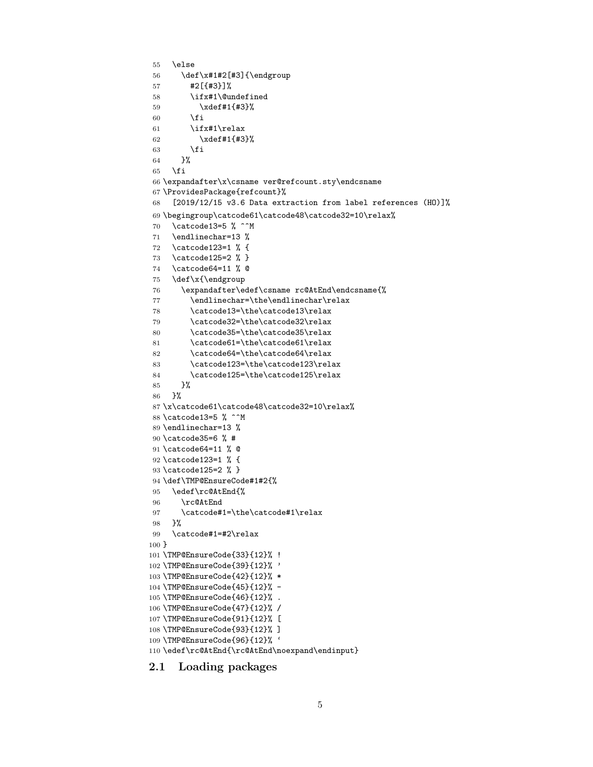```
55   \else
56     \def\x#1#2[#3]{\endgroup
57       #2[{#3}]%
58       \ifx#1\@undefined
59         \xdef#1{#3}%
60       \fi
61       \ifx#1\relax
62         \xdef#1{#3}%
63       \fi
64     }%
65   \fi
66 \expandafter\x\csname ver@refcount.sty\endcsname
67 \ProvidesPackage{refcount}%
68   [2019/12/15 v3.6 Data extraction from label references (HO)]%
69 \begingroup\catcode61\catcode48\catcode32=10\relax%
70   \catcode13=5 % ^^M
71   \endlinechar=13 %
72   \catcode123=1 % {
73   \catcode125=2 % }
74   \catcode64=11 % @
75   \def\x{\endgroup
76     \expandafter\edef\csname rc@AtEnd\endcsname{%
77       \endlinechar=\the\endlinechar\relax
78       \catcode13=\the\catcode13\relax
79       \catcode32=\the\catcode32\relax
80       \catcode35=\the\catcode35\relax
81       \catcode61=\the\catcode61\relax
82       \catcode64=\the\catcode64\relax
83       \catcode123=\the\catcode123\relax
84       \catcode125=\the\catcode125\relax
85     }%
86   }%
87 \x\catcode61\catcode48\catcode32=10\relax%
88 \catcode13=5 % ^^M
89 \endlinechar=13 %
90 \catcode35=6 % #
91 \catcode64=11 % @
92 \catcode123=1 % {
93 \catcode125=2 % }
94 \def\TMP@EnsureCode#1#2{%
95   \edef\rc@AtEnd{%
96     \rc@AtEnd
97     \catcode#1=\the\catcode#1\relax
98   }%
99   \catcode#1=#2\relax
100 }
101 \TMP@EnsureCode{33}{12}% !
102 \TMP@EnsureCode{39}{12}% '
103 \TMP@EnsureCode{42}{12}% *
104 \TMP@EnsureCode{45}{12}% -
105 \TMP@EnsureCode{46}{12}% .
106 \TMP@EnsureCode{47}{12}% /
107 \TMP@EnsureCode{91}{12}% [
108 \TMP@EnsureCode{93}{12}% ]
109 \TMP@EnsureCode{96}{12}% `
110 \edef\rc@AtEnd{\rc@AtEnd\noexpand\endinput}
```

## 2.1 Loading packages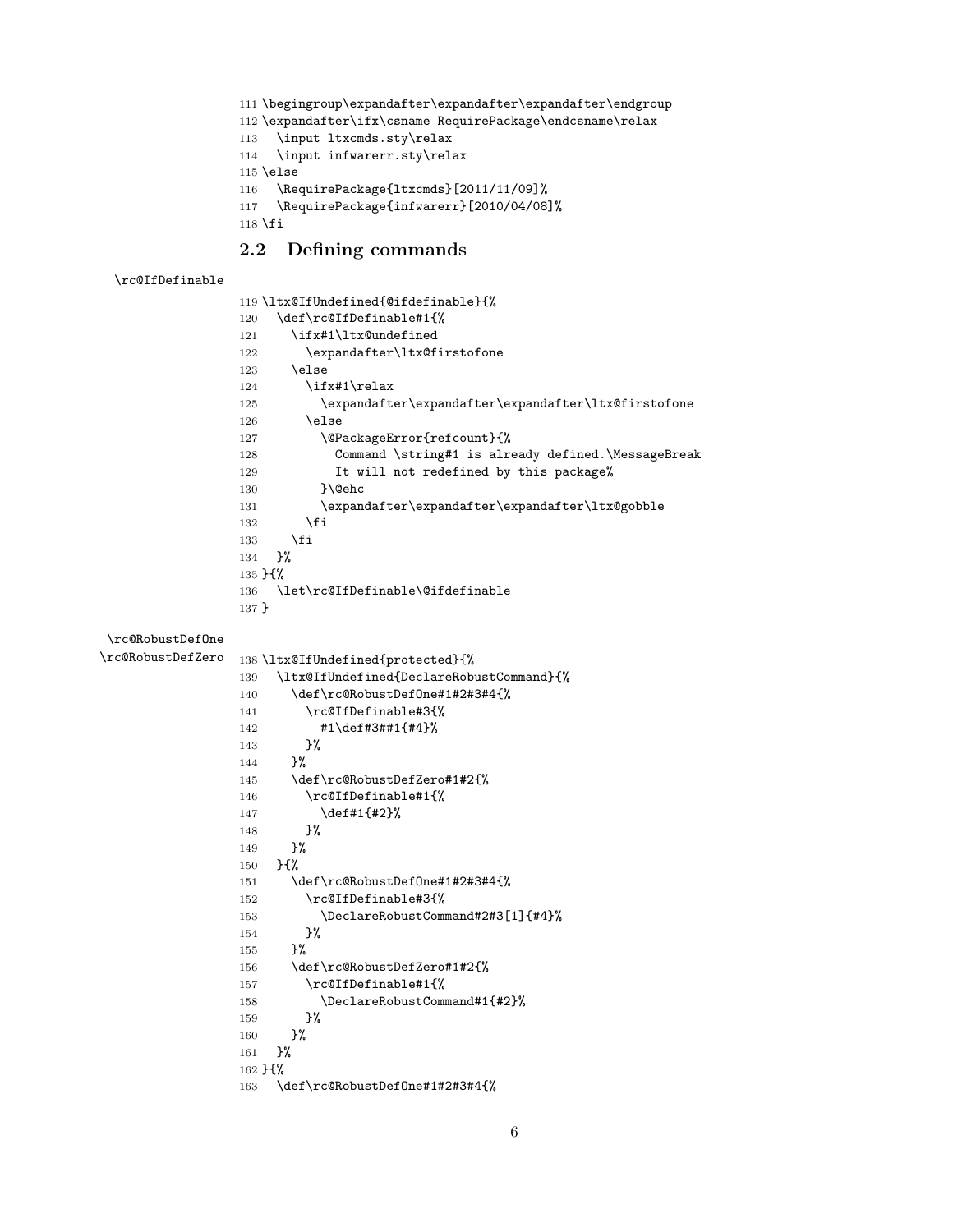```
111 \begingroup\expandafter\expandafter\expandafter\endgroup
112 \expandafter\ifx\csname RequirePackage\endcsname\relax
113   \input ltxcmds.sty\relax
114   \input infwarerr.sty\relax
115 \else
116   \RequirePackage{ltxcmds}[2011/11/09]%
117   \RequirePackage{infwarerr}[2010/04/08]%
118 \fi
```

## 2.2 Defining commands

\rc@IfDefinable

```
119 \ltx@IfUndefined{@ifdefinable}{%
120   \def\rc@IfDefinable#1{%
121     \ifx#1\ltx@undefined
122       \expandafter\ltx@firstofone
123     \else
124       \ifx#1\relax
125         \expandafter\expandafter\expandafter\ltx@firstofone
126       \else
127         \@PackageError{refcount}{%
128           Command \string#1 is already defined.\MessageBreak
129           It will not redefined by this package%
130         }\@ehc
131         \expandafter\expandafter\expandafter\ltx@gobble
132       \fi
133     \fi
134   }%
135 }{%
136   \let\rc@IfDefinable\@ifdefinable
137 }
```

\rc@RobustDefOne
\rc@RobustDefZero

```
138 \ltx@IfUndefined{protected}{%
139   \ltx@IfUndefined{DeclareRobustCommand}{%
140     \def\rc@RobustDefOne#1#2#3#4{%
141       \rc@IfDefinable#3{%
142         #1\def#3##1{#4}%
143       }%
144     }%
145     \def\rc@RobustDefZero#1#2{%
146       \rc@IfDefinable#1{%
147         \def#1{#2}%
148       }%
149     }%
150   }{%
151     \def\rc@RobustDefOne#1#2#3#4{%
152       \rc@IfDefinable#3{%
153         \DeclareRobustCommand#2#3[1]{#4}%
154       }%
155     }%
156     \def\rc@RobustDefZero#1#2{%
157       \rc@IfDefinable#1{%
158         \DeclareRobustCommand#1{#2}%
159       }%
160     }%
161   }%
162 }{%
163   \def\rc@RobustDefOne#1#2#3#4{%
```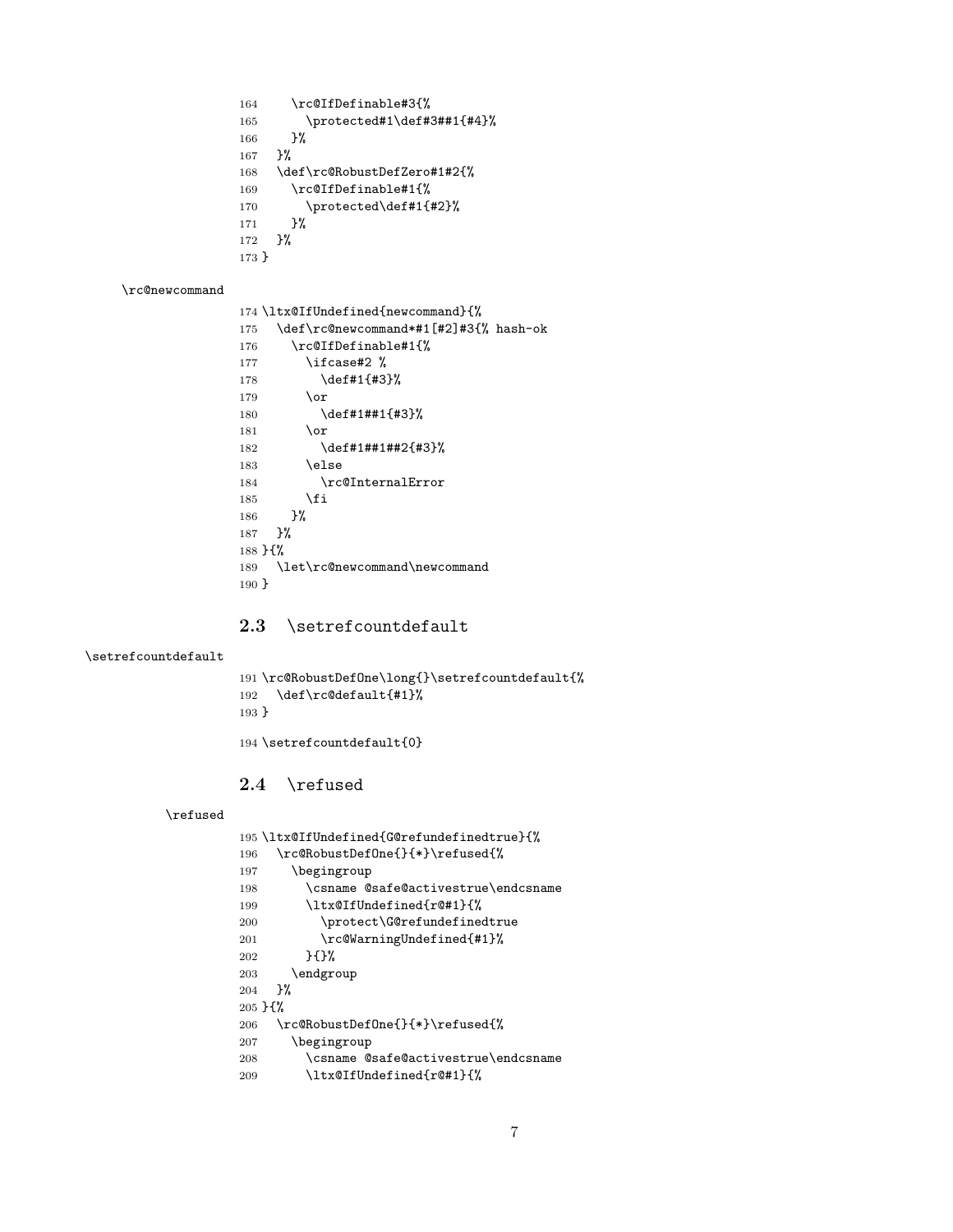```
164     \rc@IfDefinable#3{%
165       \protected#1\def#3##1{#4}%
166     }%
167   }%
168   \def\rc@RobustDefZero#1#2{%
169     \rc@IfDefinable#1{%
170       \protected\def#1{#2}%
171     }%
172   }%
173 }
```

\rc@newcommand

```
174 \ltx@IfUndefined{newcommand}{%
175   \def\rc@newcommand*#1[#2]#3{% hash-ok
176     \rc@IfDefinable#1{%
177       \ifcase#2 %
178         \def#1{#3}%
179       \or
180         \def#1##1{#3}%
181       \or
182         \def#1##1##2{#3}%
183       \else
184         \rc@InternalError
185       \fi
186     }%
187   }%
188 }{%
189   \let\rc@newcommand\newcommand
190 }
```

## 2.3 \setrefcountdefault

\setrefcountdefault

```
191 \rc@RobustDefOne\long{}\setrefcountdefault{%
192   \def\rc@default{#1}%
193 }
```

```
194 \setrefcountdefault{0}
```

## 2.4 \refused

\refused

```
195 \ltx@IfUndefined{G@refundefinedtrue}{%
196   \rc@RobustDefOne{}{*}\refused{%
197     \begingroup
198       \csname @safe@activestrue\endcsname
199       \ltx@IfUndefined{r@#1}{%
200         \protect\G@refundefinedtrue
201         \rc@WarningUndefined{#1}%
202       }{}%
203     \endgroup
204   }%
205 }{%
206   \rc@RobustDefOne{}{*}\refused{%
207     \begingroup
208       \csname @safe@activestrue\endcsname
209       \ltx@IfUndefined{r@#1}{%
```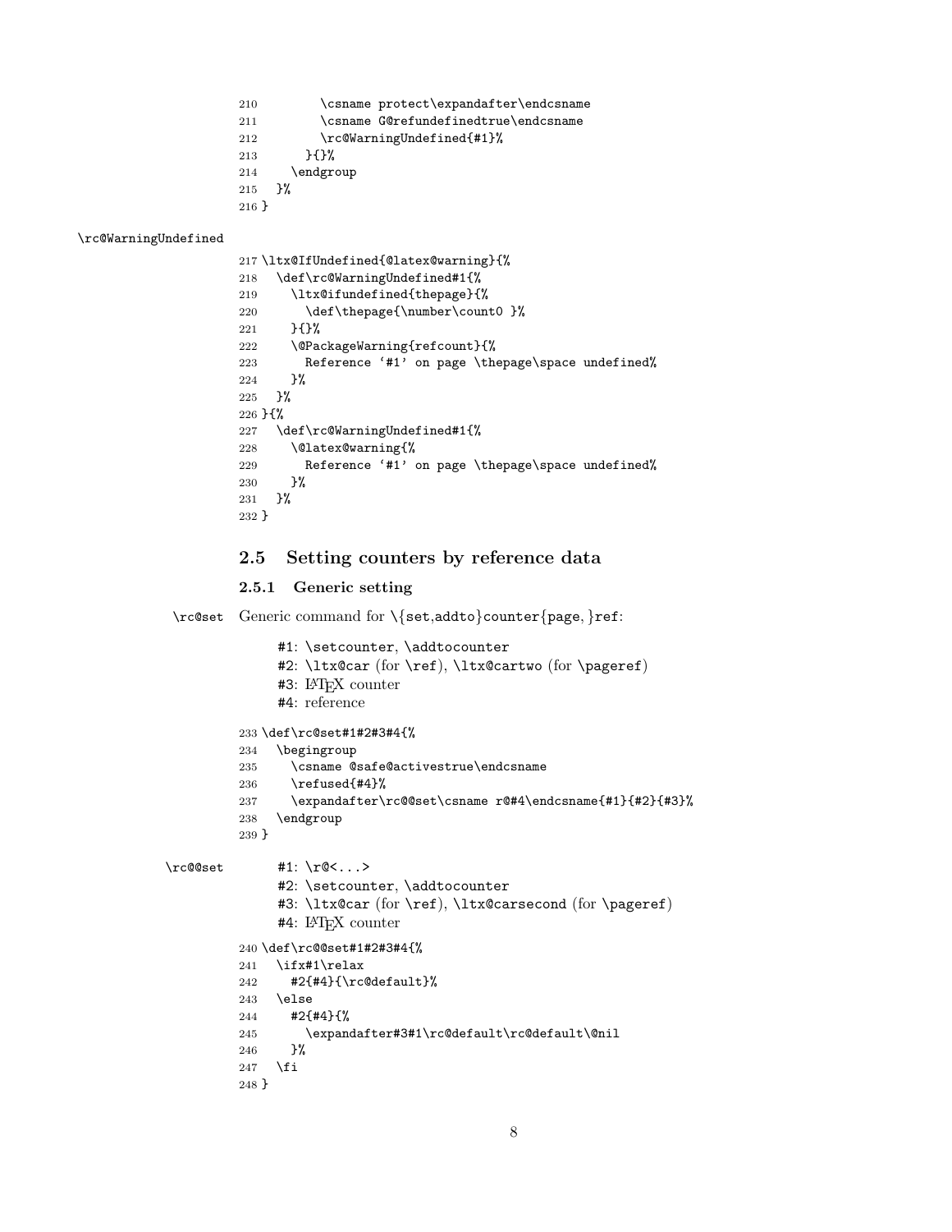```
210        \csname protect\expandafter\endcsname
211        \csname G@refundefinedtrue\endcsname
212        \rc@WarningUndefined{#1}%
213      }{}%
214    \endgroup
215  }%
216 }
```

\rc@WarningUndefined

```
217 \ltx@IfUndefined{@latex@warning}{%
218   \def\rc@WarningUndefined#1{%
219     \ltx@ifundefined{thepage}{%
220       \def\thepage{\number\count0 }%
221     }{}%
222     \@PackageWarning{refcount}{%
223       Reference `#1' on page \thepage\space undefined%
224     }%
225   }%
226 }{%
227   \def\rc@WarningUndefined#1{%
228     \@latex@warning{%
229       Reference `#1' on page \thepage\space undefined%
230     }%
231   }%
232 }
```

## 2.5 Setting counters by reference data

### 2.5.1 Generic setting

\rc@set Generic command for \{set,addto}counter{page,}ref:

- #1: \setcounter, \addtocounter
- #2: \ltx@car (for \ref), \ltx@cartwo (for \pageref)
- #3: LaTeX counter
- #4: reference

```
233 \def\rc@set#1#2#3#4{%
234   \begingroup
235     \csname @safe@activestrue\endcsname
236     \refused{#4}%
237     \expandafter\rc@@set\csname r@#4\endcsname{#1}{#2}{#3}%
238   \endgroup
239 }
```

\rc@@set

- #1: \r@<...>
- #2: \setcounter, \addtocounter
- #3: \ltx@car (for \ref), \ltx@carsecond (for \pageref)
- #4: LaTeX counter

```
240 \def\rc@@set#1#2#3#4{%
241   \ifx#1\relax
242     #2{#4}{\rc@default}%
243   \else
244     #2{#4}{%
245       \expandafter#3#1\rc@default\rc@default\@nil
246     }%
247   \fi
248 }
```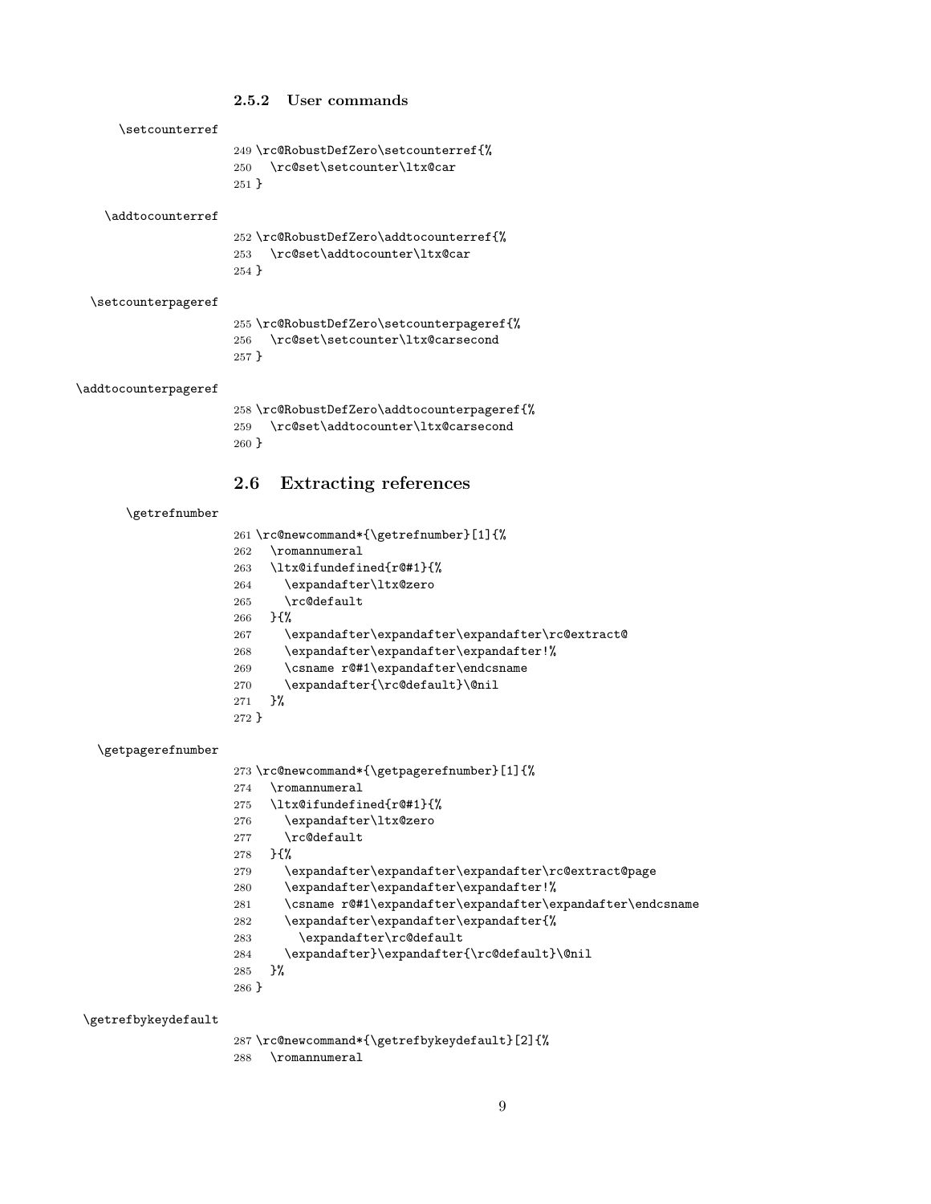### 2.5.2 User commands

\setcounterref

```
249 \rc@RobustDefZero\setcounterref{%
250   \rc@set\setcounter\ltx@car
251 }
```

\addtocounterref

```
252 \rc@RobustDefZero\addtocounterref{%
253   \rc@set\addtocounter\ltx@car
254 }
```

\setcounterpageref

```
255 \rc@RobustDefZero\setcounterpageref{%
256   \rc@set\setcounter\ltx@carsecond
257 }
```

\addtocounterpageref

```
258 \rc@RobustDefZero\addtocounterpageref{%
259   \rc@set\addtocounter\ltx@carsecond
260 }
```

## 2.6 Extracting references

\getrefnumber

```
261 \rc@newcommand*{\getrefnumber}[1]{%
262   \romannumeral
263   \ltx@ifundefined{r@#1}{%
264     \expandafter\ltx@zero
265     \rc@default
266   }{%
267     \expandafter\expandafter\expandafter\rc@extract@
268     \expandafter\expandafter\expandafter!%
269     \csname r@#1\expandafter\endcsname
270     \expandafter{\rc@default}\@nil
271   }%
272 }
```

\getpagerefnumber

```
273 \rc@newcommand*{\getpagerefnumber}[1]{%
274   \romannumeral
275   \ltx@ifundefined{r@#1}{%
276     \expandafter\ltx@zero
277     \rc@default
278   }{%
279     \expandafter\expandafter\expandafter\rc@extract@page
280     \expandafter\expandafter\expandafter!%
281     \csname r@#1\expandafter\expandafter\expandafter\endcsname
282     \expandafter\expandafter\expandafter{%
283       \expandafter\rc@default
284     \expandafter}\expandafter{\rc@default}\@nil
285   }%
286 }
```

\getrefbykeydefault

```
287 \rc@newcommand*{\getrefbykeydefault}[2]{%
288   \romannumeral
```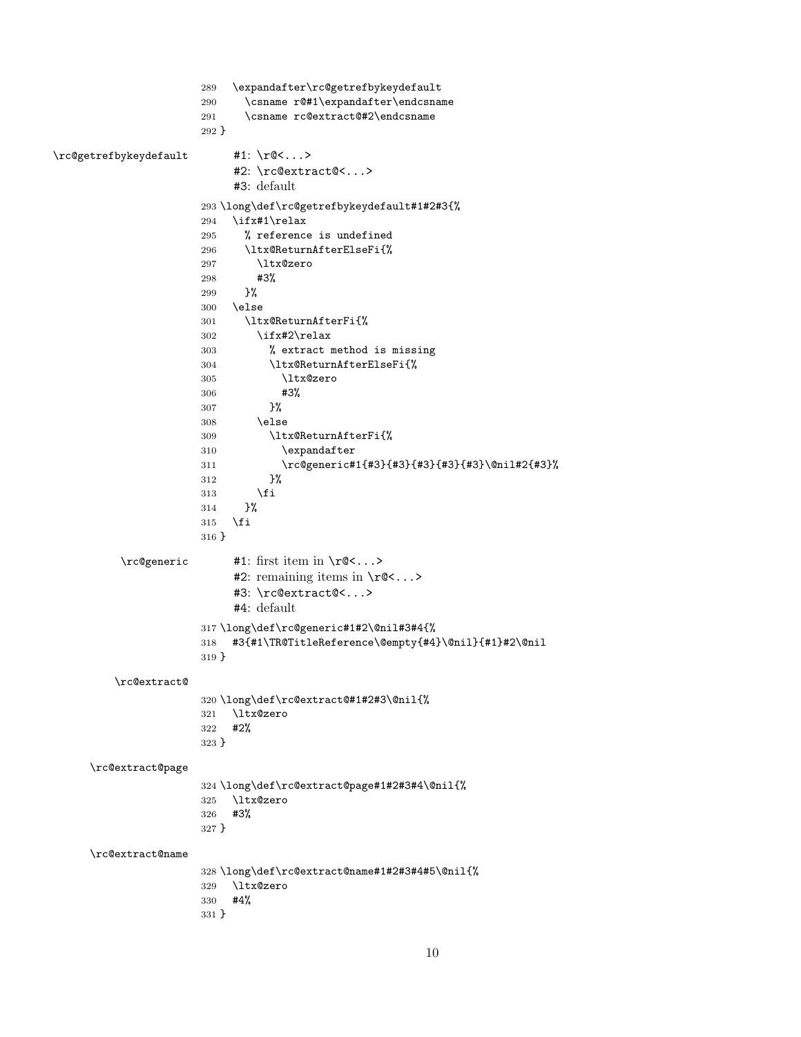```
289   \expandafter\rc@getrefbykeydefault
290     \csname r@#1\expandafter\endcsname
291     \csname rc@extract@#2\endcsname
292 }
```

\rc@getrefbykeydefault

#1: \r@<...>
#2: \rc@extract@<...>
#3: default

```
293 \long\def\rc@getrefbykeydefault#1#2#3{%
294   \ifx#1\relax
295     % reference is undefined
296     \ltx@ReturnAfterElseFi{%
297       \ltx@zero
298       #3%
299     }%
300   \else
301     \ltx@ReturnAfterFi{%
302       \ifx#2\relax
303         % extract method is missing
304         \ltx@ReturnAfterElseFi{%
305           \ltx@zero
306           #3%
307         }%
308       \else
309         \ltx@ReturnAfterFi{%
310           \expandafter
311           \rc@generic#1{#3}{#3}{#3}{#3}{#3}\@nil#2{#3}%
312         }%
313       \fi
314     }%
315   \fi
316 }
```

\rc@generic

#1: first item in \r@<...>
#2: remaining items in \r@<...>
#3: \rc@extract@<...>
#4: default

```
317 \long\def\rc@generic#1#2\@nil#3#4{%
318   #3{#1\TR@TitleReference\@empty{#4}\@nil}{#1}#2\@nil
319 }
```

\rc@extract@

```
320 \long\def\rc@extract@#1#2#3\@nil{%
321   \ltx@zero
322   #2%
323 }
```

\rc@extract@page

```
324 \long\def\rc@extract@page#1#2#3#4\@nil{%
325   \ltx@zero
326   #3%
327 }
```

\rc@extract@name

```
328 \long\def\rc@extract@name#1#2#3#4#5\@nil{%
329   \ltx@zero
330   #4%
331 }
```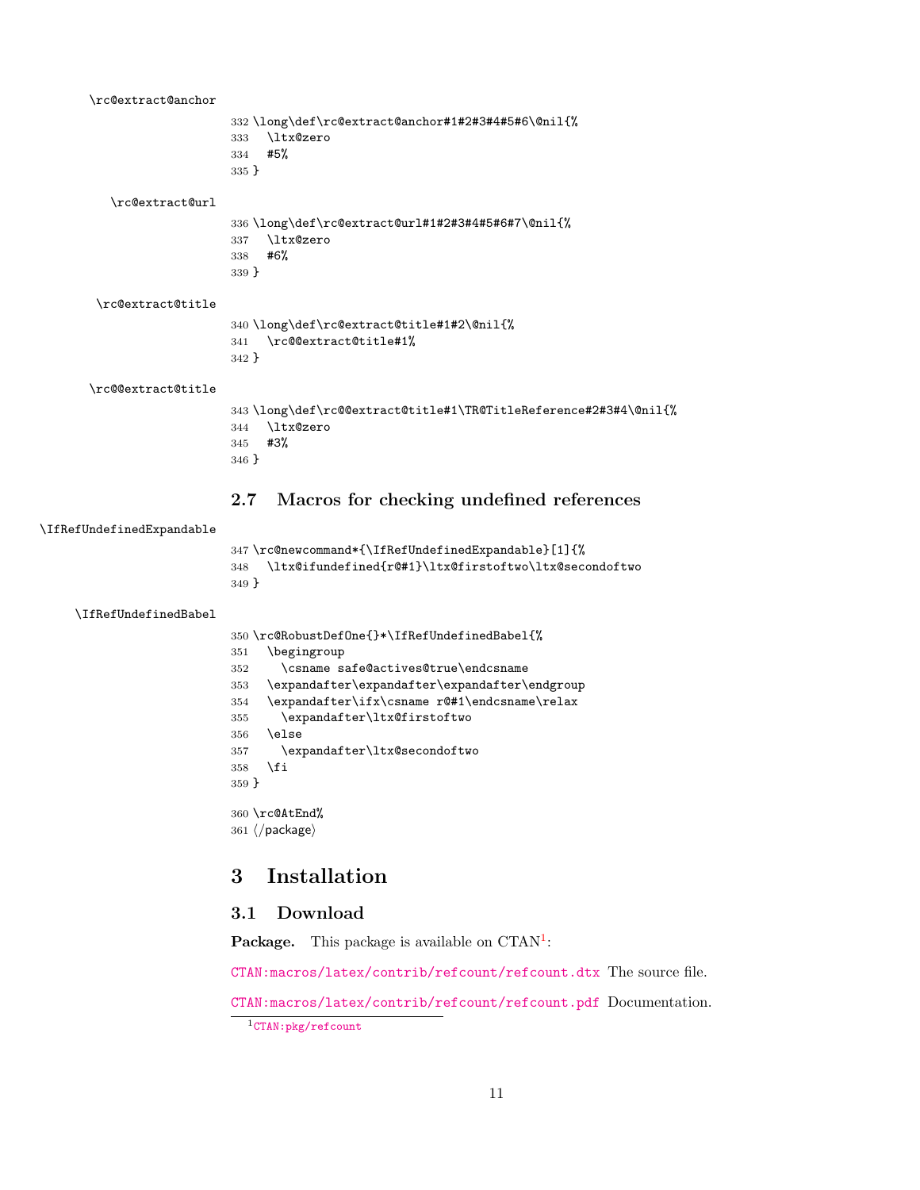\rc@extract@anchor

```
332 \long\def\rc@extract@anchor#1#2#3#4#5#6\@nil{%
333   \ltx@zero
334   #5%
335 }
```

\rc@extract@url

```
336 \long\def\rc@extract@url#1#2#3#4#5#6#7\@nil{%
337   \ltx@zero
338   #6%
339 }
```

\rc@extract@title

```
340 \long\def\rc@extract@title#1#2\@nil{%
341   \rc@@extract@title#1%
342 }
```

\rc@@extract@title

```
343 \long\def\rc@@extract@title#1\TR@TitleReference#2#3#4\@nil{%
344   \ltx@zero
345   #3%
346 }
```

### 2.7 Macros for checking undefined references

\IfRefUndefinedExpandable

```
347 \rc@newcommand*{\IfRefUndefinedExpandable}[1]{%
348   \ltx@ifundefined{r@#1}\ltx@firstoftwo\ltx@secondoftwo
349 }
```

\IfRefUndefinedBabel

```
350 \rc@RobustDefOne{}*\IfRefUndefinedBabel{%
351   \begingroup
352     \csname safe@actives@true\endcsname
353   \expandafter\expandafter\expandafter\endgroup
354   \expandafter\ifx\csname r@#1\endcsname\relax
355     \expandafter\ltx@firstoftwo
356   \else
357     \expandafter\ltx@secondoftwo
358   \fi
359 }
```

```
360 \rc@AtEnd%
361 ⟨/package⟩
```

## 3 Installation

### 3.1 Download

**Package.** This package is available on CTAN[1]:

CTAN:macros/latex/contrib/refcount/refcount.dtx The source file.

CTAN:macros/latex/contrib/refcount/refcount.pdf Documentation.

[1] CTAN:pkg/refcount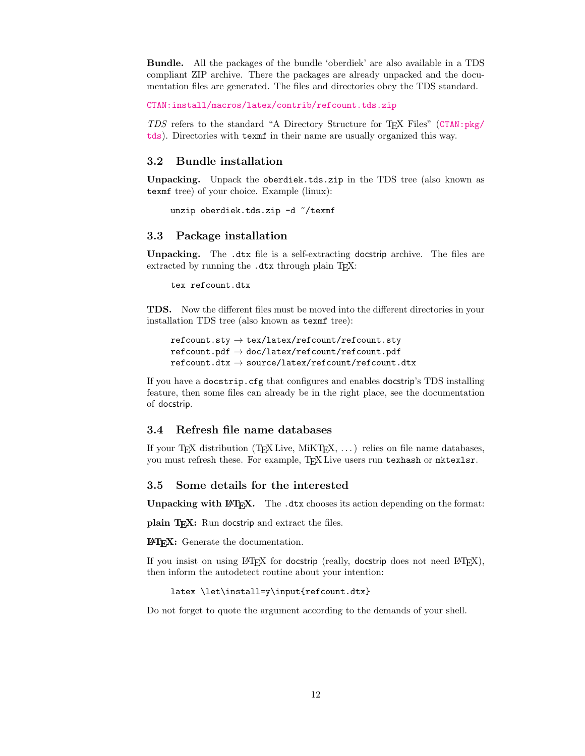**Bundle.** All the packages of the bundle 'oberdiek' are also available in a TDS compliant ZIP archive. There the packages are already unpacked and the documentation files are generated. The files and directories obey the TDS standard.

CTAN:install/macros/latex/contrib/refcount.tds.zip

*TDS* refers to the standard "A Directory Structure for TeX Files" (CTAN:pkg/tds). Directories with `texmf` in their name are usually organized this way.

## 3.2 Bundle installation

**Unpacking.** Unpack the `oberdiek.tds.zip` in the TDS tree (also known as `texmf` tree) of your choice. Example (linux):

```
unzip oberdiek.tds.zip -d ~/texmf
```

## 3.3 Package installation

**Unpacking.** The `.dtx` file is a self-extracting docstrip archive. The files are extracted by running the `.dtx` through plain TeX:

```
tex refcount.dtx
```

**TDS.** Now the different files must be moved into the different directories in your installation TDS tree (also known as `texmf` tree):

```
refcount.sty → tex/latex/refcount/refcount.sty
refcount.pdf → doc/latex/refcount/refcount.pdf
refcount.dtx → source/latex/refcount/refcount.dtx
```

If you have a `docstrip.cfg` that configures and enables docstrip's TDS installing feature, then some files can already be in the right place, see the documentation of docstrip.

## 3.4 Refresh file name databases

If your TeX distribution (TeX Live, MiKTeX, ...) relies on file name databases, you must refresh these. For example, TeX Live users run `texhash` or `mktexlsr`.

## 3.5 Some details for the interested

**Unpacking with LaTeX.** The `.dtx` chooses its action depending on the format:

**plain TeX:** Run docstrip and extract the files.

**LaTeX:** Generate the documentation.

If you insist on using LaTeX for docstrip (really, docstrip does not need LaTeX), then inform the autodetect routine about your intention:

```
latex \let\install=y\input{refcount.dtx}
```

Do not forget to quote the argument according to the demands of your shell.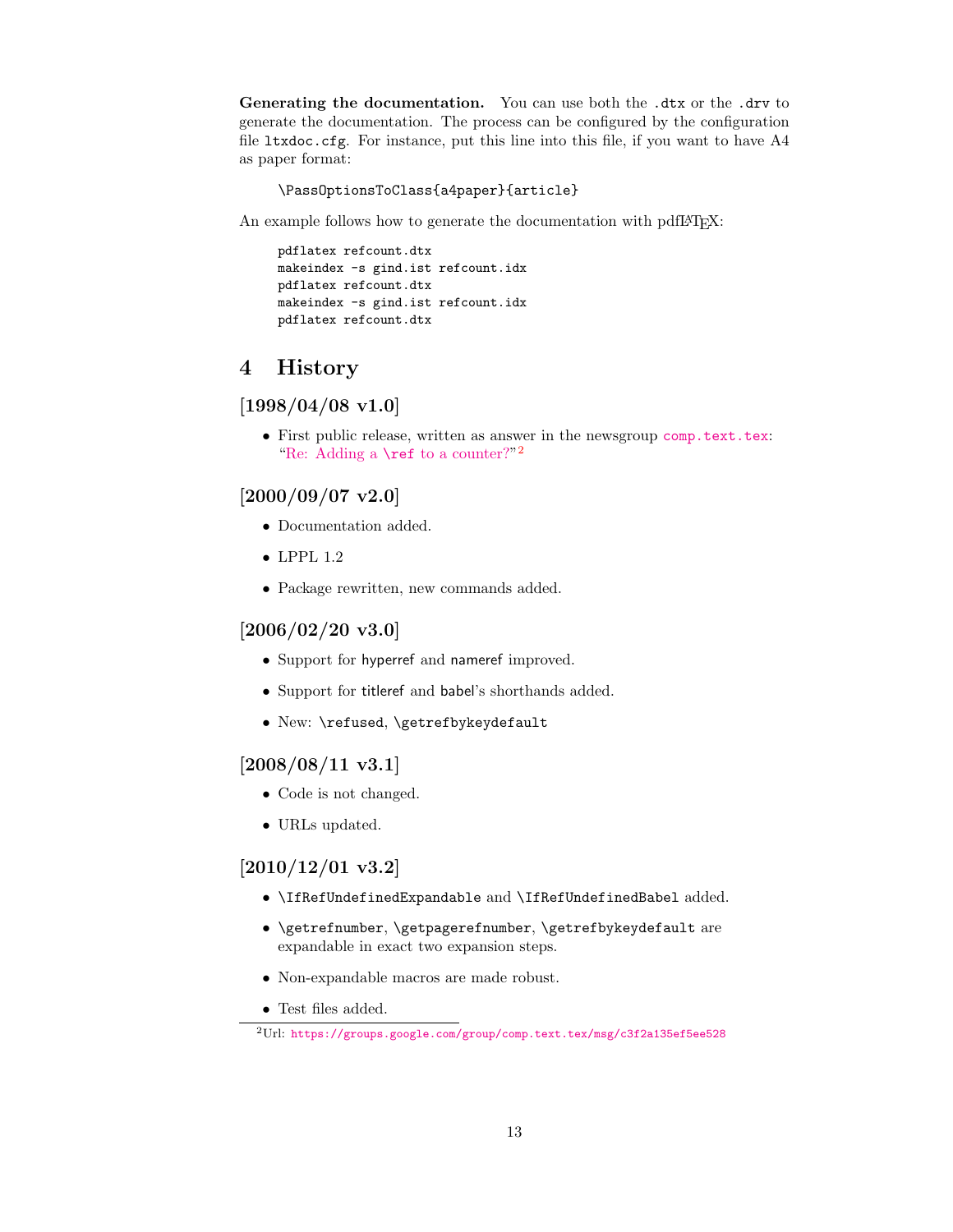**Generating the documentation.** You can use both the `.dtx` or the `.drv` to generate the documentation. The process can be configured by the configuration file `ltxdoc.cfg`. For instance, put this line into this file, if you want to have A4 as paper format:

```
\PassOptionsToClass{a4paper}{article}
```

An example follows how to generate the documentation with pdfLaTeX:

```
pdflatex refcount.dtx
makeindex -s gind.ist refcount.idx
pdflatex refcount.dtx
makeindex -s gind.ist refcount.idx
pdflatex refcount.dtx
```

# 4 History

## [1998/04/08 v1.0]

- First public release, written as answer in the newsgroup `comp.text.tex`: "Re: Adding a `\ref` to a counter?"[2]

## [2000/09/07 v2.0]

- Documentation added.
- LPPL 1.2
- Package rewritten, new commands added.

## [2006/02/20 v3.0]

- Support for hyperref and nameref improved.
- Support for titleref and babel's shorthands added.
- New: `\refused`, `\getrefbykeydefault`

## [2008/08/11 v3.1]

- Code is not changed.
- URLs updated.

## [2010/12/01 v3.2]

- `\IfRefUndefinedExpandable` and `\IfRefUndefinedBabel` added.
- `\getrefnumber`, `\getpagerefnumber`, `\getrefbykeydefault` are expandable in exact two expansion steps.
- Non-expandable macros are made robust.
- Test files added.

---

[2] Url: `https://groups.google.com/group/comp.text.tex/msg/c3f2a135ef5ee528`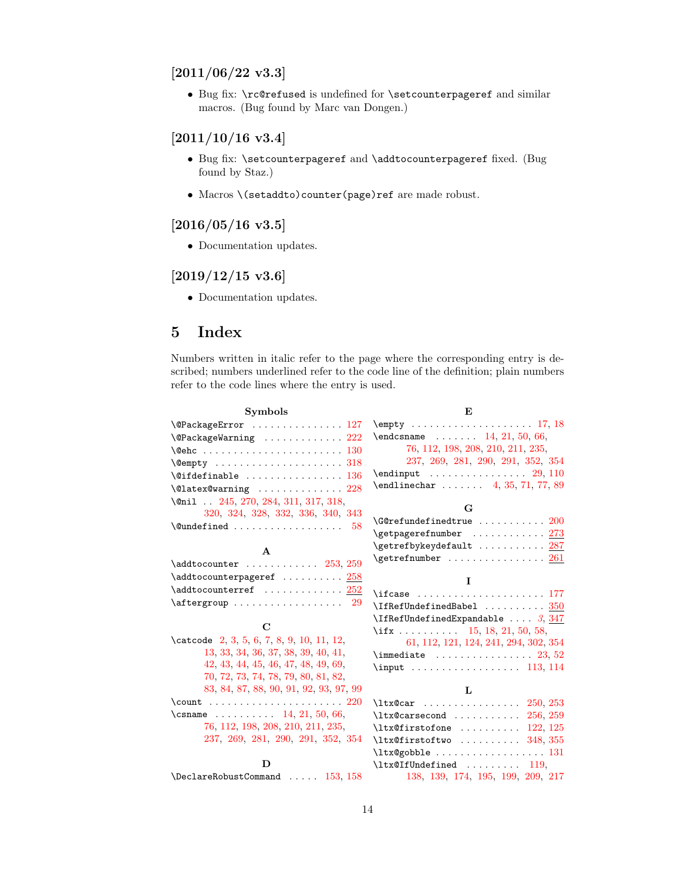### [2011/06/22 v3.3]

- Bug fix: \rc@refused is undefined for \setcounterpageref and similar macros. (Bug found by Marc van Dongen.)

### [2011/10/16 v3.4]

- Bug fix: \setcounterpageref and \addtocounterpageref fixed. (Bug found by Staz.)
- Macros \(setaddto)counter(page)ref are made robust.

### [2016/05/16 v3.5]

- Documentation updates.

### [2019/12/15 v3.6]

- Documentation updates.

# 5 Index

Numbers written in italic refer to the page where the corresponding entry is described; numbers underlined refer to the code line of the definition; plain numbers refer to the code lines where the entry is used.

**Symbols**

\@PackageError . . . 127
\@PackageWarning . . . 222
\@ehc . . . 130
\@empty . . . 318
\@ifdefinable . . . 136
\@latex@warning . . . 228
\@nil . . 245, 270, 284, 311, 317, 318, 320, 324, 328, 332, 336, 340, 343
\@undefined . . . 58

**A**

\addtocounter . . . 253, 259
\addtocounterpageref . . . <u>258</u>
\addtocounterref . . . <u>252</u>
\aftergroup . . . 29

**C**

\catcode 2, 3, 5, 6, 7, 8, 9, 10, 11, 12, 13, 33, 34, 36, 37, 38, 39, 40, 41, 42, 43, 44, 45, 46, 47, 48, 49, 69, 70, 72, 73, 74, 78, 79, 80, 81, 82, 83, 84, 87, 88, 90, 91, 92, 93, 97, 99
\count . . . 220
\csname . . . 14, 21, 50, 66, 76, 112, 198, 208, 210, 211, 235, 237, 269, 281, 290, 291, 352, 354

**D**

\DeclareRobustCommand . . . 153, 158

**E**

\empty . . . 17, 18
\endcsname . . . 14, 21, 50, 66, 76, 112, 198, 208, 210, 211, 235, 237, 269, 281, 290, 291, 352, 354
\endinput . . . 29, 110
\endlinechar . . . 4, 35, 71, 77, 89

**G**

\G@refundefinedtrue . . . 200
\getpagerefnumber . . . <u>273</u>
\getrefbykeydefault . . . <u>287</u>
\getrefnumber . . . <u>261</u>

**I**

\ifcase . . . 177
\IfRefUndefinedBabel . . . <u>350</u>
\IfRefUndefinedExpandable . . . *3*, <u>347</u>
\ifx . . . 15, 18, 21, 50, 58, 61, 112, 121, 124, 241, 294, 302, 354
\immediate . . . 23, 52
\input . . . 113, 114

**L**

\ltx@car . . . 250, 253
\ltx@carsecond . . . 256, 259
\ltx@firstofone . . . 122, 125
\ltx@firstoftwo . . . 348, 355
\ltx@gobble . . . 131
\ltx@IfUndefined . . . 119, 138, 139, 174, 195, 199, 209, 217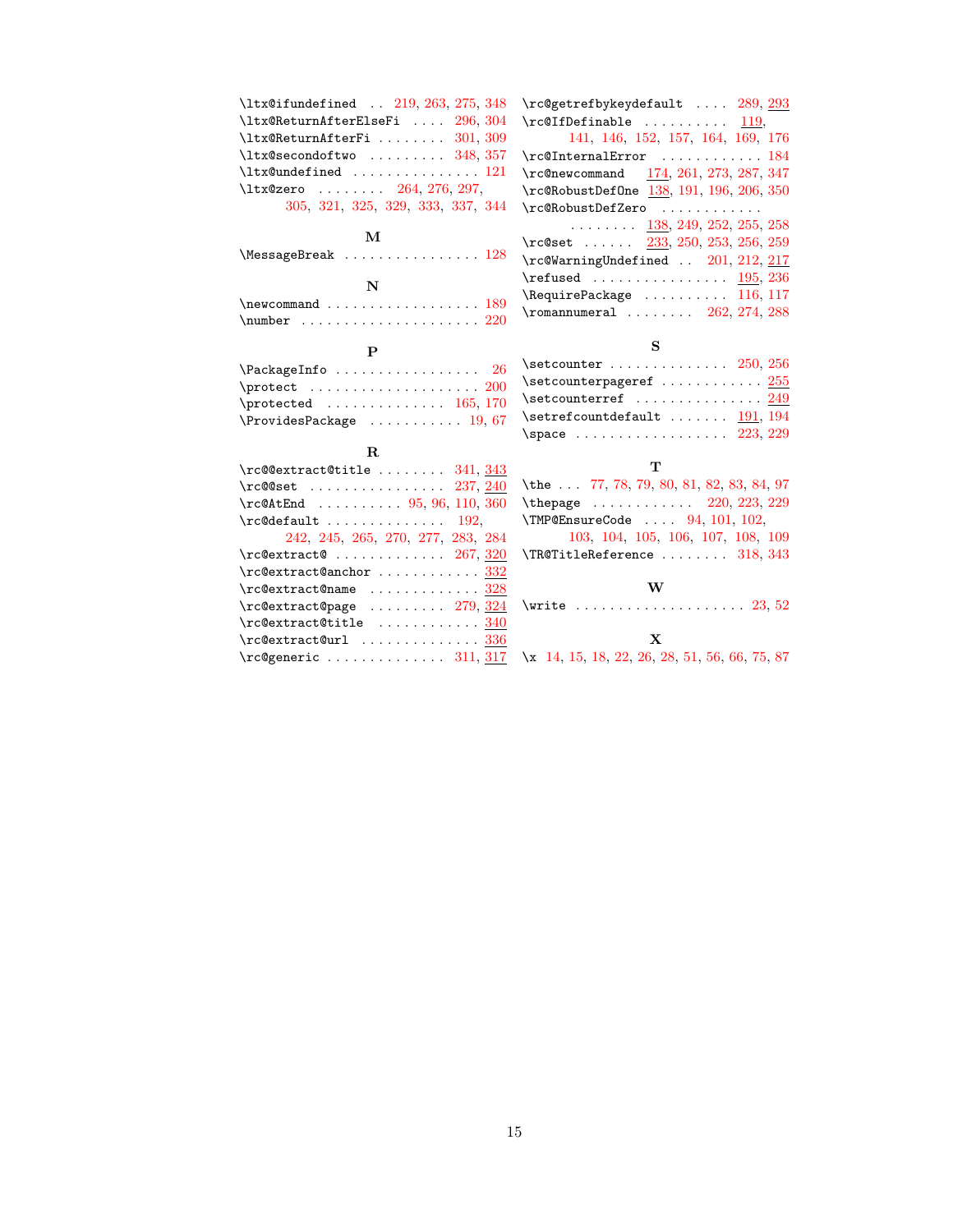\ltx@ifundefined . . 219, 263, 275, 348
\ltx@ReturnAfterElseFi . . . . 296, 304
\ltx@ReturnAfterFi . . . . . . . . 301, 309
\ltx@secondoftwo . . . . . . . . . 348, 357
\ltx@undefined . . . . . . . . . . . . . . . 121
\ltx@zero . . . . . . . . 264, 276, 297, 305, 321, 325, 329, 333, 337, 344

### M

\MessageBreak . . . . . . . . . . . . . . . . 128

### N

\newcommand . . . . . . . . . . . . . . . . . 189
\number . . . . . . . . . . . . . . . . . . . . . 220

### P

\PackageInfo . . . . . . . . . . . . . . . . . 26
\protect . . . . . . . . . . . . . . . . . . . . 200
\protected . . . . . . . . . . . . . . 165, 170
\ProvidesPackage . . . . . . . . . . . 19, 67

### R

\rc@@extract@title . . . . . . . . 341, 343
\rc@@set . . . . . . . . . . . . . . . . 237, 240
\rc@AtEnd . . . . . . . . . . 95, 96, 110, 360
\rc@default . . . . . . . . . . . . . . 192, 242, 245, 265, 270, 277, 283, 284
\rc@extract@ . . . . . . . . . . . . . 267, 320
\rc@extract@anchor . . . . . . . . . . . . 332
\rc@extract@name . . . . . . . . . . . . . 328
\rc@extract@page . . . . . . . . . 279, 324
\rc@extract@title . . . . . . . . . . . . 340
\rc@extract@url . . . . . . . . . . . . . . 336
\rc@generic . . . . . . . . . . . . . . 311, 317
\rc@getrefbykeydefault . . . . 289, 293
\rc@IfDefinable . . . . . . . . . . 119, 141, 146, 152, 157, 164, 169, 176
\rc@InternalError . . . . . . . . . . . . 184
\rc@newcommand 174, 261, 273, 287, 347
\rc@RobustDefOne 138, 191, 196, 206, 350
\rc@RobustDefZero . . . . . . . . . . . . . . . . . . . 138, 249, 252, 255, 258
\rc@set . . . . . . 233, 250, 253, 256, 259
\rc@WarningUndefined . . 201, 212, 217
\refused . . . . . . . . . . . . . . . . 195, 236
\RequirePackage . . . . . . . . . . 116, 117
\romannumeral . . . . . . . . 262, 274, 288

### S

\setcounter . . . . . . . . . . . . . . 250, 256
\setcounterpageref . . . . . . . . . . . . 255
\setcounterref . . . . . . . . . . . . . . . 249
\setrefcountdefault . . . . . . . 191, 194
\space . . . . . . . . . . . . . . . . . . 223, 229

### T

\the . . . 77, 78, 79, 80, 81, 82, 83, 84, 97
\thepage . . . . . . . . . . . . 220, 223, 229
\TMP@EnsureCode . . . . 94, 101, 102, 103, 104, 105, 106, 107, 108, 109
\TR@TitleReference . . . . . . . . 318, 343

### W

\write . . . . . . . . . . . . . . . . . . . . 23, 52

### X

\x 14, 15, 18, 22, 26, 28, 51, 56, 66, 75, 87